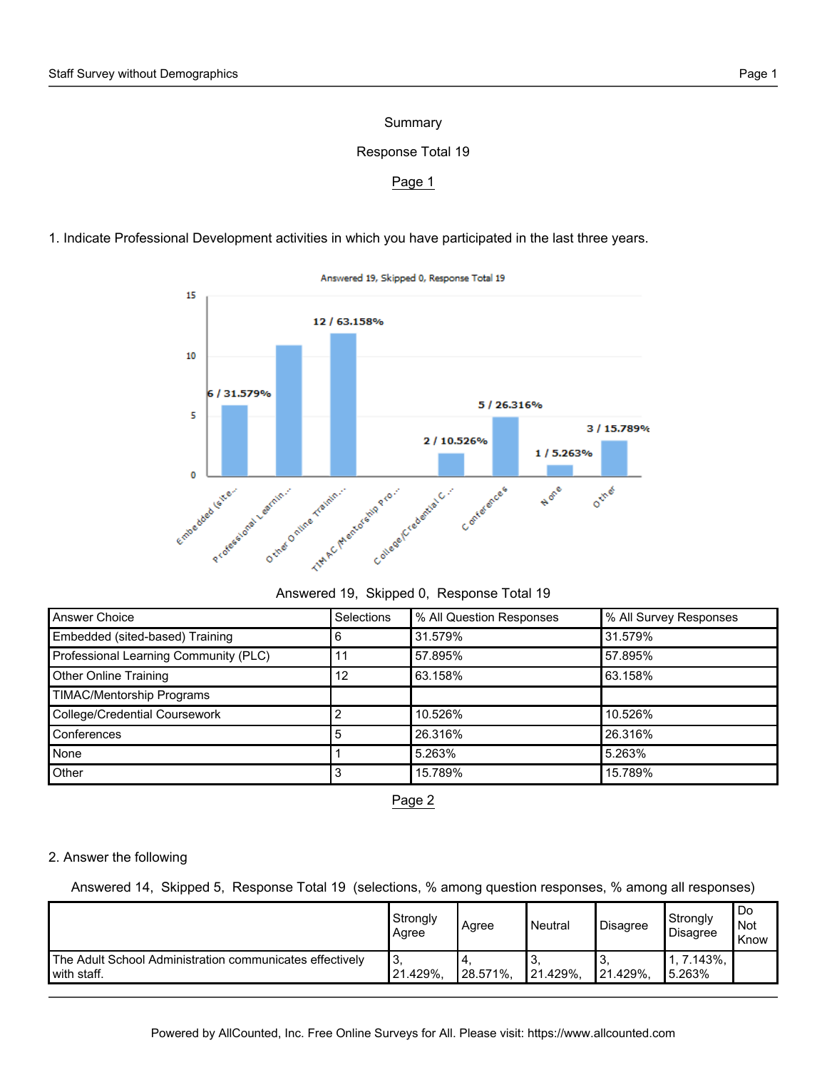Summary

Response Total 19

Page 1

1. Indicate Professional Development activities in which you have participated in the last three years.

Answered 19, Skipped 0, Response Total 19

| Answer Choice | Selections | % All Question Responses | % All Survey Responses |
|---|---|---|---|
| Embedded (sited-based) Training | 6 | 31.579% | 31.579% |
| Professional Learning Community (PLC) | 11 | 57.895% | 57.895% |
| Other Online Training | 12 | 63.158% | 63.158% |
| TIMAC/Mentorship Programs | | | |
| College/Credential Coursework | 2 | 10.526% | 10.526% |
| Conferences | 5 | 26.316% | 26.316% |
| None | 1 | 5.263% | 5.263% |
| Other | 3 | 15.789% | 15.789% |

Page 2

2. Answer the following

Answered 14, Skipped 5, Response Total 19 (selections, % among question responses, % among all responses)

| | Strongly Agree | Agree | Neutral | Disagree | Strongly Disagree | Do Not Know |
|---|---|---|---|---|---|---|
| The Adult School Administration communicates effectively with staff. | 3, 21.429%, | 4, 28.571%, | 3, 21.429%, | 3, 21.429%, | 1, 7.143%, 5.263% | |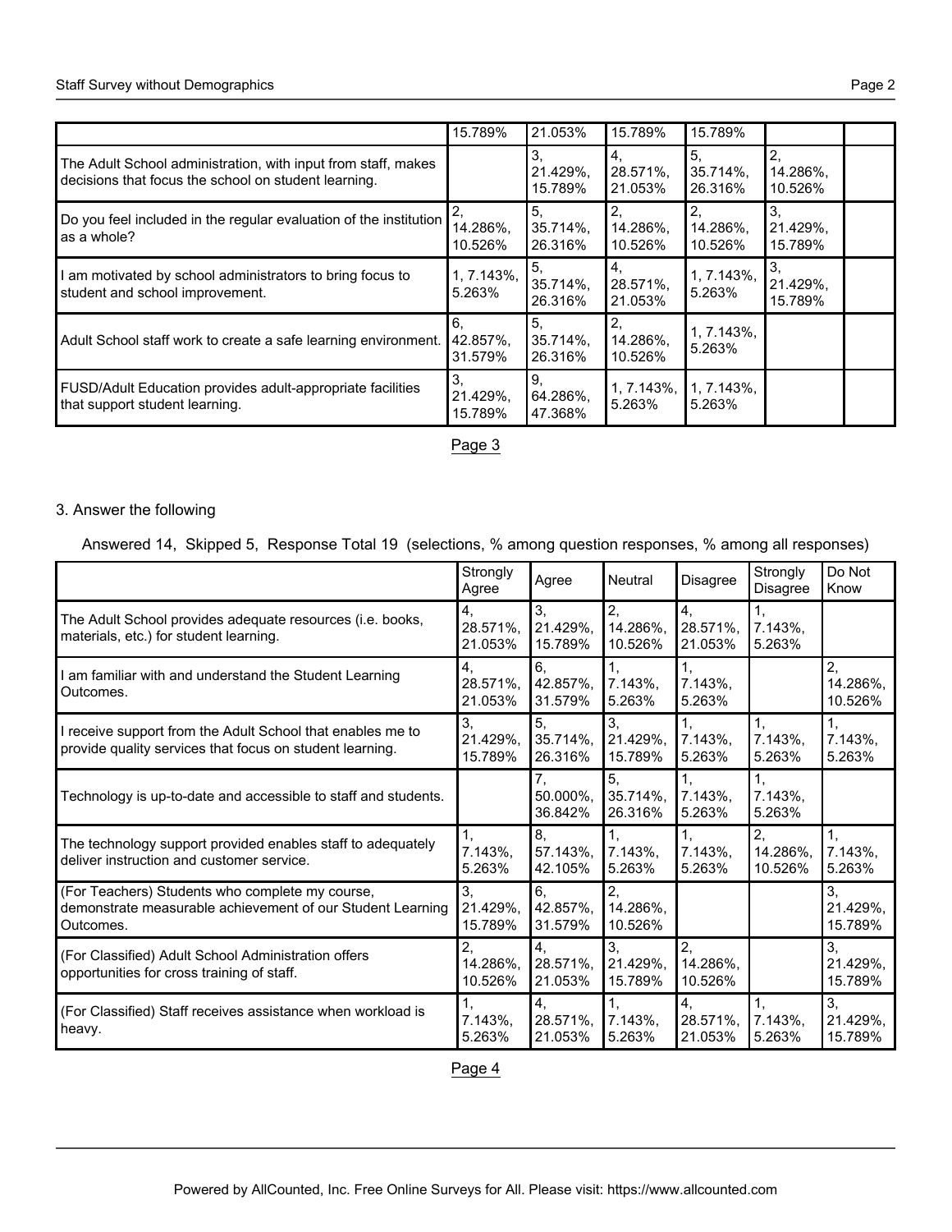| | | | | | | |
|---|---|---|---|---|---|---|
| | 15.789% | 21.053% | 15.789% | 15.789% | | |
| The Adult School administration, with input from staff, makes decisions that focus the school on student learning. | | 3, 21.429%, 15.789% | 4, 28.571%, 21.053% | 5, 35.714%, 26.316% | 2, 14.286%, 10.526% | |
| Do you feel included in the regular evaluation of the institution as a whole? | 2, 14.286%, 10.526% | 5, 35.714%, 26.316% | 2, 14.286%, 10.526% | 2, 14.286%, 10.526% | 3, 21.429%, 15.789% | |
| I am motivated by school administrators to bring focus to student and school improvement. | 1, 7.143%, 5.263% | 5, 35.714%, 26.316% | 4, 28.571%, 21.053% | 1, 7.143%, 5.263% | 3, 21.429%, 15.789% | |
| Adult School staff work to create a safe learning environment. | 6, 42.857%, 31.579% | 5, 35.714%, 26.316% | 2, 14.286%, 10.526% | 1, 7.143%, 5.263% | | |
| FUSD/Adult Education provides adult-appropriate facilities that support student learning. | 3, 21.429%, 15.789% | 9, 64.286%, 47.368% | 1, 7.143%, 5.263% | 1, 7.143%, 5.263% | | |

Page 3

3. Answer the following

Answered 14, Skipped 5, Response Total 19 (selections, % among question responses, % among all responses)

| | Strongly Agree | Agree | Neutral | Disagree | Strongly Disagree | Do Not Know |
|---|---|---|---|---|---|---|
| The Adult School provides adequate resources (i.e. books, materials, etc.) for student learning. | 4, 28.571%, 21.053% | 3, 21.429%, 15.789% | 2, 14.286%, 10.526% | 4, 28.571%, 21.053% | 1, 7.143%, 5.263% | |
| I am familiar with and understand the Student Learning Outcomes. | 4, 28.571%, 21.053% | 6, 42.857%, 31.579% | 1, 7.143%, 5.263% | 1, 7.143%, 5.263% | | 2, 14.286%, 10.526% |
| I receive support from the Adult School that enables me to provide quality services that focus on student learning. | 3, 21.429%, 15.789% | 5, 35.714%, 26.316% | 3, 21.429%, 15.789% | 1, 7.143%, 5.263% | 1, 7.143%, 5.263% | 1, 7.143%, 5.263% |
| Technology is up-to-date and accessible to staff and students. | | 7, 50.000%, 36.842% | 5, 35.714%, 26.316% | 1, 7.143%, 5.263% | 1, 7.143%, 5.263% | |
| The technology support provided enables staff to adequately deliver instruction and customer service. | 1, 7.143%, 5.263% | 8, 57.143%, 42.105% | 1, 7.143%, 5.263% | 1, 7.143%, 5.263% | 2, 14.286%, 10.526% | 1, 7.143%, 5.263% |
| (For Teachers) Students who complete my course, demonstrate measurable achievement of our Student Learning Outcomes. | 3, 21.429%, 15.789% | 6, 42.857%, 31.579% | 2, 14.286%, 10.526% | | | 3, 21.429%, 15.789% |
| (For Classified) Adult School Administration offers opportunities for cross training of staff. | 2, 14.286%, 10.526% | 4, 28.571%, 21.053% | 3, 21.429%, 15.789% | 2, 14.286%, 10.526% | | 3, 21.429%, 15.789% |
| (For Classified) Staff receives assistance when workload is heavy. | 1, 7.143%, 5.263% | 4, 28.571%, 21.053% | 1, 7.143%, 5.263% | 4, 28.571%, 21.053% | 1, 7.143%, 5.263% | 3, 21.429%, 15.789% |

Page 4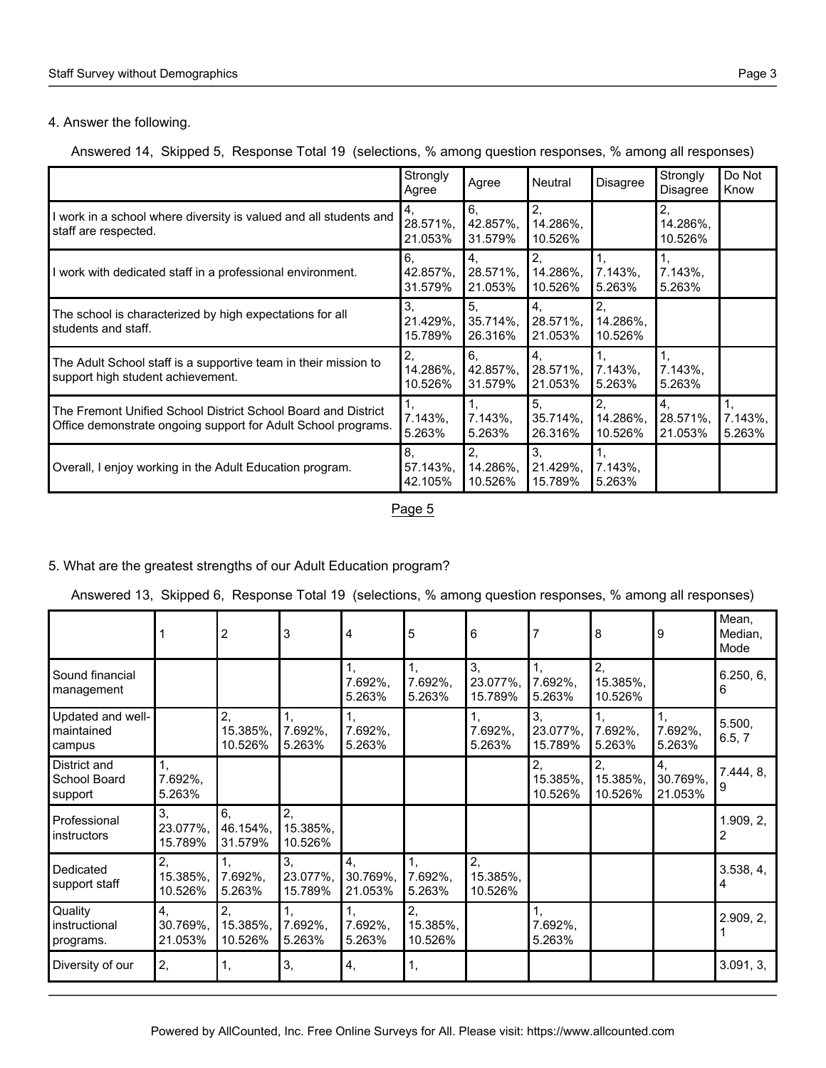4. Answer the following.

Answered 14, Skipped 5, Response Total 19 (selections, % among question responses, % among all responses)

| | Strongly Agree | Agree | Neutral | Disagree | Strongly Disagree | Do Not Know |
|---|---|---|---|---|---|---|
| I work in a school where diversity is valued and all students and staff are respected. | 4, 28.571%, 21.053% | 6, 42.857%, 31.579% | 2, 14.286%, 10.526% | | 2, 14.286%, 10.526% | |
| I work with dedicated staff in a professional environment. | 6, 42.857%, 31.579% | 4, 28.571%, 21.053% | 2, 14.286%, 10.526% | 1, 7.143%, 5.263% | 1, 7.143%, 5.263% | |
| The school is characterized by high expectations for all students and staff. | 3, 21.429%, 15.789% | 5, 35.714%, 26.316% | 4, 28.571%, 21.053% | 2, 14.286%, 10.526% | | |
| The Adult School staff is a supportive team in their mission to support high student achievement. | 2, 14.286%, 10.526% | 6, 42.857%, 31.579% | 4, 28.571%, 21.053% | 1, 7.143%, 5.263% | 1, 7.143%, 5.263% | |
| The Fremont Unified School District School Board and District Office demonstrate ongoing support for Adult School programs. | 1, 7.143%, 5.263% | 1, 7.143%, 5.263% | 5, 35.714%, 26.316% | 2, 14.286%, 10.526% | 4, 28.571%, 21.053% | 1, 7.143%, 5.263% |
| Overall, I enjoy working in the Adult Education program. | 8, 57.143%, 42.105% | 2, 14.286%, 10.526% | 3, 21.429%, 15.789% | 1, 7.143%, 5.263% | | |

Page 5

5. What are the greatest strengths of our Adult Education program?

Answered 13, Skipped 6, Response Total 19 (selections, % among question responses, % among all responses)

| | 1 | 2 | 3 | 4 | 5 | 6 | 7 | 8 | 9 | Mean, Median, Mode |
|---|---|---|---|---|---|---|---|---|---|---|
| Sound financial management | | | | 1, 7.692%, 5.263% | 1, 7.692%, 5.263% | 3, 23.077%, 15.789% | 1, 7.692%, 5.263% | 2, 15.385%, 10.526% | | 6.250, 6, 6 |
| Updated and well-maintained campus | | 2, 15.385%, 10.526% | 1, 7.692%, 5.263% | 1, 7.692%, 5.263% | | 1, 7.692%, 5.263% | 3, 23.077%, 15.789% | 1, 7.692%, 5.263% | 1, 7.692%, 5.263% | 5.500, 6.5, 7 |
| District and School Board support | 1, 7.692%, 5.263% | | | | | | 2, 15.385%, 10.526% | 2, 15.385%, 10.526% | 4, 30.769%, 21.053% | 7.444, 8, 9 |
| Professional instructors | 3, 23.077%, 15.789% | 6, 46.154%, 31.579% | 2, 15.385%, 10.526% | | | | | | | 1.909, 2, 2 |
| Dedicated support staff | 2, 15.385%, 10.526% | 1, 7.692%, 5.263% | 3, 23.077%, 15.789% | 4, 30.769%, 21.053% | 1, 7.692%, 5.263% | 2, 15.385%, 10.526% | | | | 3.538, 4, 4 |
| Quality instructional programs. | 4, 30.769%, 21.053% | 2, 15.385%, 10.526% | 1, 7.692%, 5.263% | 1, 7.692%, 5.263% | 2, 15.385%, 10.526% | | 1, 7.692%, 5.263% | | | 2.909, 2, 1 |
| Diversity of our | 2, | 1, | 3, | 4, | 1, | | | | | 3.091, 3, |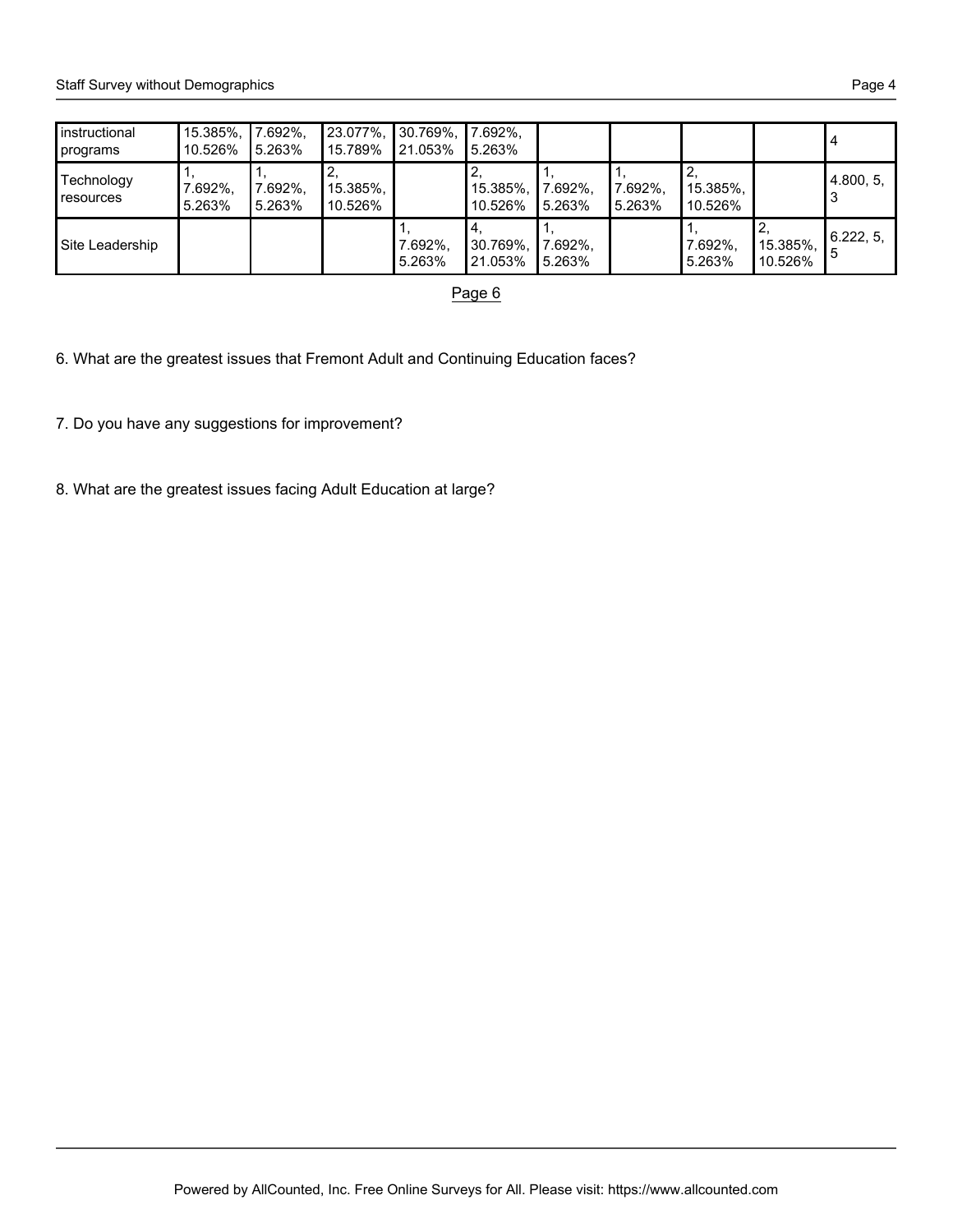| | | | | | | | | | | |
|---|---|---|---|---|---|---|---|---|---|---|
| instructional programs | 15.385%, 10.526% | 7.692%, 5.263% | 23.077%, 15.789% | 30.769%, 21.053% | 7.692%, 5.263% | | | | | 4 |
| Technology resources | 1, 7.692%, 5.263% | 1, 7.692%, 5.263% | 2, 15.385%, 10.526% | | 2, 15.385%, 10.526% | 1, 7.692%, 5.263% | 1, 7.692%, 5.263% | 2, 15.385%, 10.526% | | 4.800, 5, 3 |
| Site Leadership | | | | 1, 7.692%, 5.263% | 4, 30.769%, 21.053% | 1, 7.692%, 5.263% | | 1, 7.692%, 5.263% | 2, 15.385%, 10.526% | 6.222, 5, 5 |

Page 6

6. What are the greatest issues that Fremont Adult and Continuing Education faces?

7. Do you have any suggestions for improvement?

8. What are the greatest issues facing Adult Education at large?